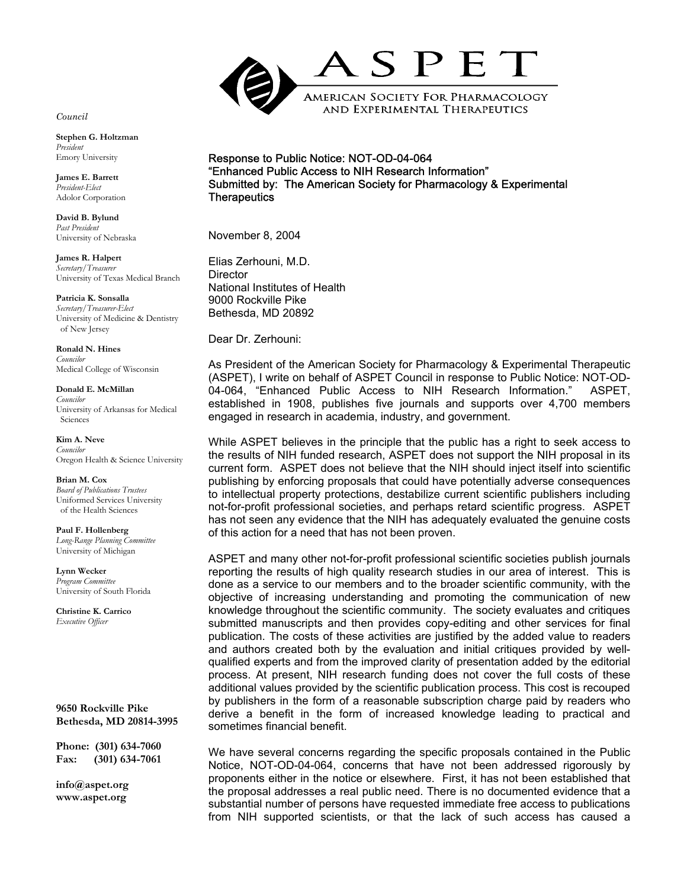# ASPET

AMERICAN SOCIETY FOR PHARMACOLOGY AND EXPERIMENTAL THERAPEUTICS

*Council*

**Stephen G. Holtzman**
*President*
Emory University

**James E. Barrett**
*President-Elect*
Adolor Corporation

**David B. Bylund**
*Past President*
University of Nebraska

**James R. Halpert**
*Secretary/Treasurer*
University of Texas Medical Branch

**Patricia K. Sonsalla**
*Secretary/Treasurer-Elect*
University of Medicine & Dentistry of New Jersey

**Ronald N. Hines**
*Councilor*
Medical College of Wisconsin

**Donald E. McMillan**
*Councilor*
University of Arkansas for Medical Sciences

**Kim A. Neve**
*Councilor*
Oregon Health & Science University

**Brian M. Cox**
*Board of Publications Trustees*
Uniformed Services University of the Health Sciences

**Paul F. Hollenberg**
*Long-Range Planning Committee*
University of Michigan

**Lynn Wecker**
*Program Committee*
University of South Florida

**Christine K. Carrico**
*Executive Officer*

**9650 Rockville Pike**
**Bethesda, MD 20814-3995**

**Phone: (301) 634-7060**
**Fax: (301) 634-7061**

**info@aspet.org**
**www.aspet.org**

Response to Public Notice: NOT-OD-04-064
"Enhanced Public Access to NIH Research Information"
Submitted by: The American Society for Pharmacology & Experimental Therapeutics

November 8, 2004

Elias Zerhouni, M.D.
Director
National Institutes of Health
9000 Rockville Pike
Bethesda, MD 20892

Dear Dr. Zerhouni:

As President of the American Society for Pharmacology & Experimental Therapeutic (ASPET), I write on behalf of ASPET Council in response to Public Notice: NOT-OD-04-064, "Enhanced Public Access to NIH Research Information." ASPET, established in 1908, publishes five journals and supports over 4,700 members engaged in research in academia, industry, and government.

While ASPET believes in the principle that the public has a right to seek access to the results of NIH funded research, ASPET does not support the NIH proposal in its current form. ASPET does not believe that the NIH should inject itself into scientific publishing by enforcing proposals that could have potentially adverse consequences to intellectual property protections, destabilize current scientific publishers including not-for-profit professional societies, and perhaps retard scientific progress. ASPET has not seen any evidence that the NIH has adequately evaluated the genuine costs of this action for a need that has not been proven.

ASPET and many other not-for-profit professional scientific societies publish journals reporting the results of high quality research studies in our area of interest. This is done as a service to our members and to the broader scientific community, with the objective of increasing understanding and promoting the communication of new knowledge throughout the scientific community. The society evaluates and critiques submitted manuscripts and then provides copy-editing and other services for final publication. The costs of these activities are justified by the added value to readers and authors created both by the evaluation and initial critiques provided by well-qualified experts and from the improved clarity of presentation added by the editorial process. At present, NIH research funding does not cover the full costs of these additional values provided by the scientific publication process. This cost is recouped by publishers in the form of a reasonable subscription charge paid by readers who derive a benefit in the form of increased knowledge leading to practical and sometimes financial benefit.

We have several concerns regarding the specific proposals contained in the Public Notice, NOT-OD-04-064, concerns that have not been addressed rigorously by proponents either in the notice or elsewhere. First, it has not been established that the proposal addresses a real public need. There is no documented evidence that a substantial number of persons have requested immediate free access to publications from NIH supported scientists, or that the lack of such access has caused a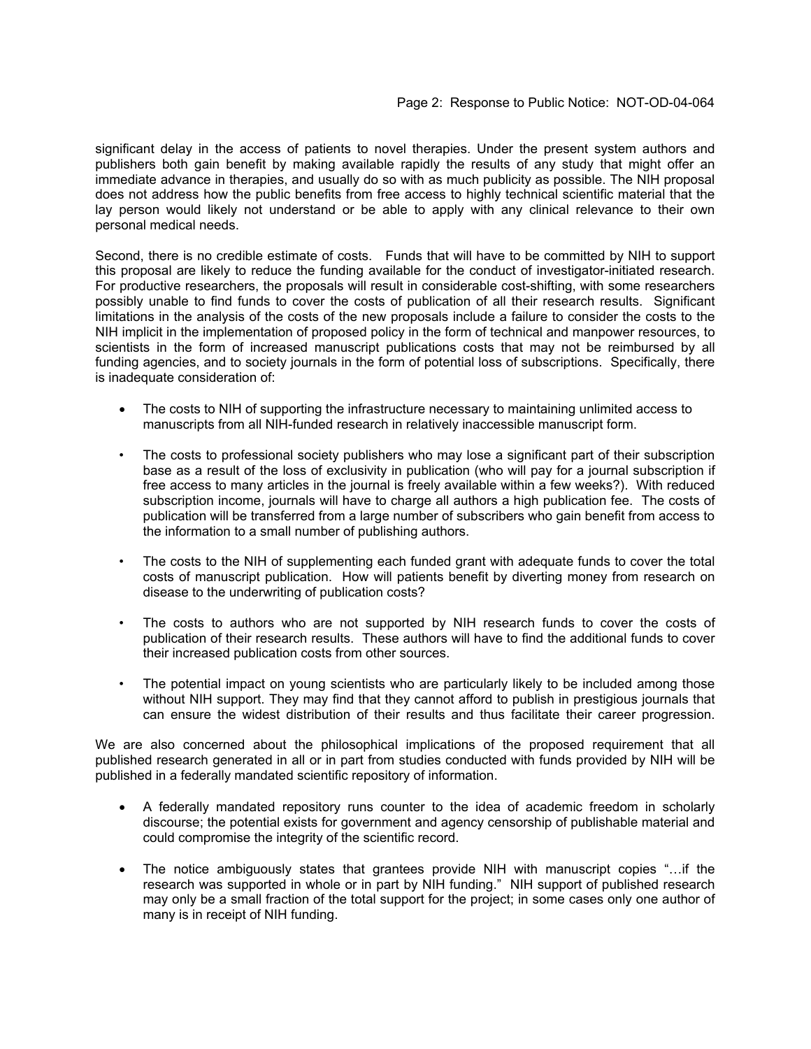significant delay in the access of patients to novel therapies. Under the present system authors and publishers both gain benefit by making available rapidly the results of any study that might offer an immediate advance in therapies, and usually do so with as much publicity as possible. The NIH proposal does not address how the public benefits from free access to highly technical scientific material that the lay person would likely not understand or be able to apply with any clinical relevance to their own personal medical needs.

Second, there is no credible estimate of costs. Funds that will have to be committed by NIH to support this proposal are likely to reduce the funding available for the conduct of investigator-initiated research. For productive researchers, the proposals will result in considerable cost-shifting, with some researchers possibly unable to find funds to cover the costs of publication of all their research results. Significant limitations in the analysis of the costs of the new proposals include a failure to consider the costs to the NIH implicit in the implementation of proposed policy in the form of technical and manpower resources, to scientists in the form of increased manuscript publications costs that may not be reimbursed by all funding agencies, and to society journals in the form of potential loss of subscriptions. Specifically, there is inadequate consideration of:

- The costs to NIH of supporting the infrastructure necessary to maintaining unlimited access to manuscripts from all NIH-funded research in relatively inaccessible manuscript form.
- The costs to professional society publishers who may lose a significant part of their subscription base as a result of the loss of exclusivity in publication (who will pay for a journal subscription if free access to many articles in the journal is freely available within a few weeks?). With reduced subscription income, journals will have to charge all authors a high publication fee. The costs of publication will be transferred from a large number of subscribers who gain benefit from access to the information to a small number of publishing authors.
- The costs to the NIH of supplementing each funded grant with adequate funds to cover the total costs of manuscript publication. How will patients benefit by diverting money from research on disease to the underwriting of publication costs?
- The costs to authors who are not supported by NIH research funds to cover the costs of publication of their research results. These authors will have to find the additional funds to cover their increased publication costs from other sources.
- The potential impact on young scientists who are particularly likely to be included among those without NIH support. They may find that they cannot afford to publish in prestigious journals that can ensure the widest distribution of their results and thus facilitate their career progression.

We are also concerned about the philosophical implications of the proposed requirement that all published research generated in all or in part from studies conducted with funds provided by NIH will be published in a federally mandated scientific repository of information.

- A federally mandated repository runs counter to the idea of academic freedom in scholarly discourse; the potential exists for government and agency censorship of publishable material and could compromise the integrity of the scientific record.
- The notice ambiguously states that grantees provide NIH with manuscript copies "…if the research was supported in whole or in part by NIH funding." NIH support of published research may only be a small fraction of the total support for the project; in some cases only one author of many is in receipt of NIH funding.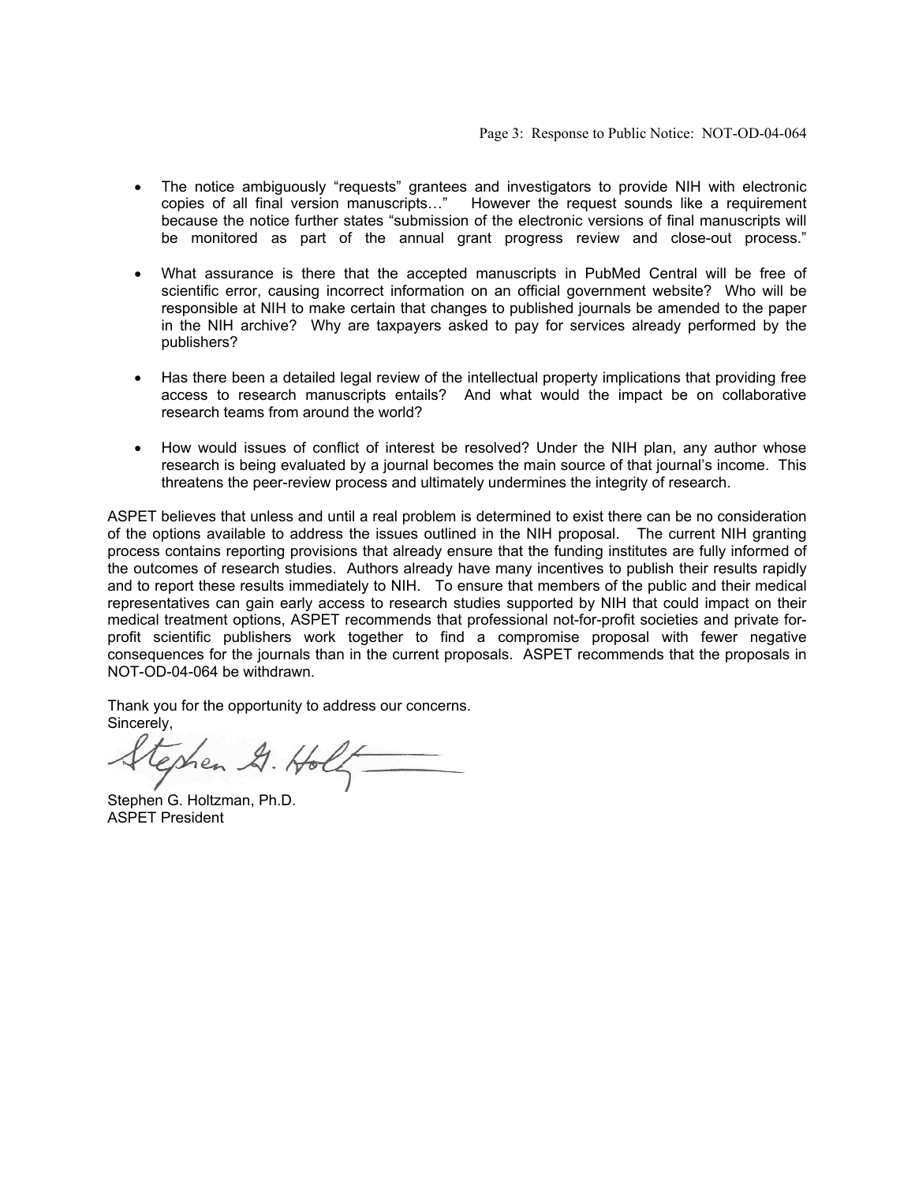- The notice ambiguously "requests" grantees and investigators to provide NIH with electronic copies of all final version manuscripts…" However the request sounds like a requirement because the notice further states "submission of the electronic versions of final manuscripts will be monitored as part of the annual grant progress review and close-out process."

- What assurance is there that the accepted manuscripts in PubMed Central will be free of scientific error, causing incorrect information on an official government website? Who will be responsible at NIH to make certain that changes to published journals be amended to the paper in the NIH archive? Why are taxpayers asked to pay for services already performed by the publishers?

- Has there been a detailed legal review of the intellectual property implications that providing free access to research manuscripts entails? And what would the impact be on collaborative research teams from around the world?

- How would issues of conflict of interest be resolved? Under the NIH plan, any author whose research is being evaluated by a journal becomes the main source of that journal's income. This threatens the peer-review process and ultimately undermines the integrity of research.

ASPET believes that unless and until a real problem is determined to exist there can be no consideration of the options available to address the issues outlined in the NIH proposal. The current NIH granting process contains reporting provisions that already ensure that the funding institutes are fully informed of the outcomes of research studies. Authors already have many incentives to publish their results rapidly and to report these results immediately to NIH. To ensure that members of the public and their medical representatives can gain early access to research studies supported by NIH that could impact on their medical treatment options, ASPET recommends that professional not-for-profit societies and private for-profit scientific publishers work together to find a compromise proposal with fewer negative consequences for the journals than in the current proposals. ASPET recommends that the proposals in NOT-OD-04-064 be withdrawn.

Thank you for the opportunity to address our concerns.
Sincerely,

Stephen G. Holtzman, Ph.D.
ASPET President